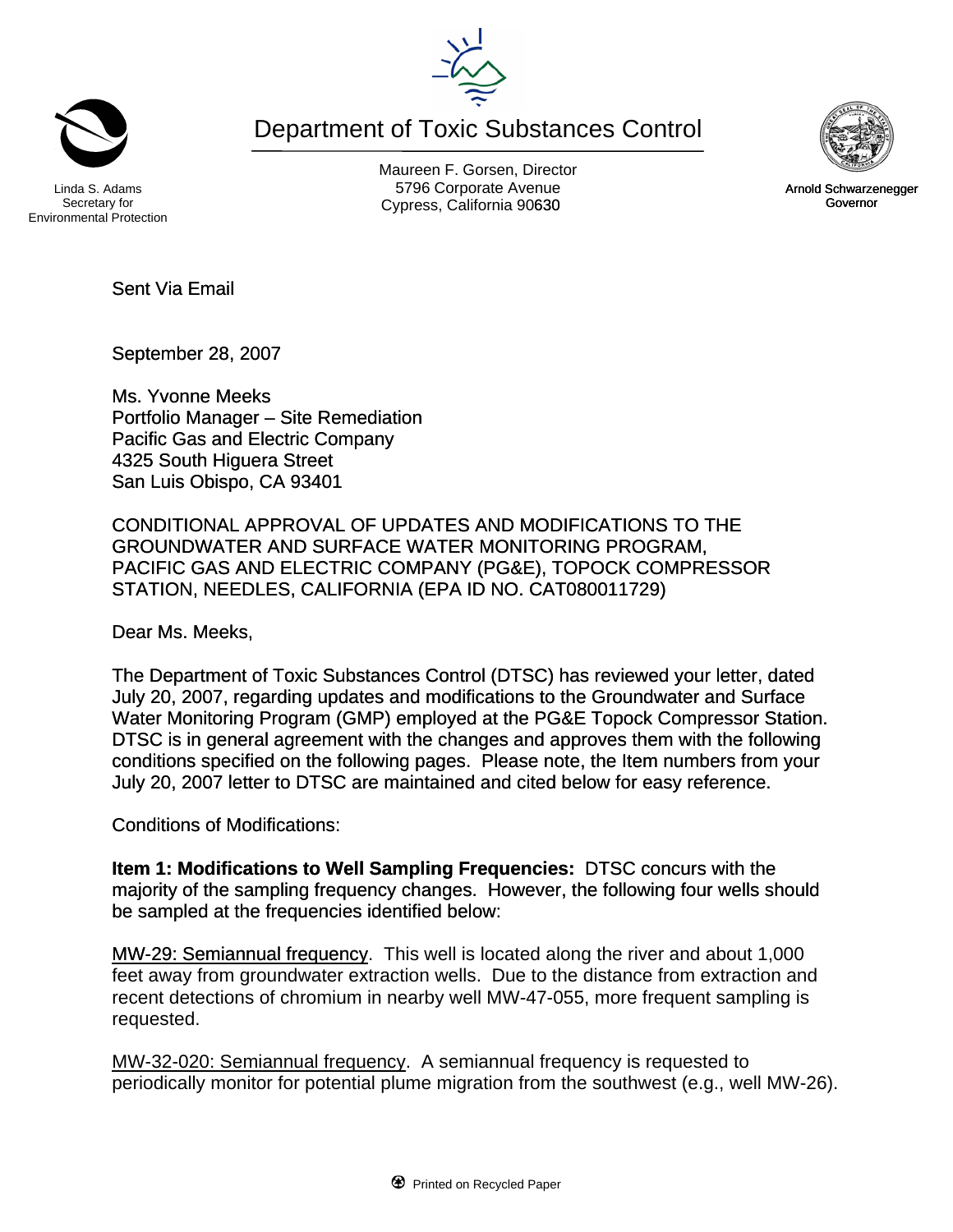Linda S. Adams
Secretary for
Environmental Protection

# Department of Toxic Substances Control

Maureen F. Gorsen, Director
5796 Corporate Avenue
Cypress, California 90630

Arnold Schwarzenegger
Governor

Sent Via Email

September 28, 2007

Ms. Yvonne Meeks
Portfolio Manager – Site Remediation
Pacific Gas and Electric Company
4325 South Higuera Street
San Luis Obispo, CA 93401

CONDITIONAL APPROVAL OF UPDATES AND MODIFICATIONS TO THE GROUNDWATER AND SURFACE WATER MONITORING PROGRAM, PACIFIC GAS AND ELECTRIC COMPANY (PG&E), TOPOCK COMPRESSOR STATION, NEEDLES, CALIFORNIA (EPA ID NO. CAT080011729)

Dear Ms. Meeks,

The Department of Toxic Substances Control (DTSC) has reviewed your letter, dated July 20, 2007, regarding updates and modifications to the Groundwater and Surface Water Monitoring Program (GMP) employed at the PG&E Topock Compressor Station. DTSC is in general agreement with the changes and approves them with the following conditions specified on the following pages. Please note, the Item numbers from your July 20, 2007 letter to DTSC are maintained and cited below for easy reference.

Conditions of Modifications:

**Item 1: Modifications to Well Sampling Frequencies:** DTSC concurs with the majority of the sampling frequency changes. However, the following four wells should be sampled at the frequencies identified below:

<u>MW-29: Semiannual frequency</u>. This well is located along the river and about 1,000 feet away from groundwater extraction wells. Due to the distance from extraction and recent detections of chromium in nearby well MW-47-055, more frequent sampling is requested.

<u>MW-32-020: Semiannual frequency</u>. A semiannual frequency is requested to periodically monitor for potential plume migration from the southwest (e.g., well MW-26).

Printed on Recycled Paper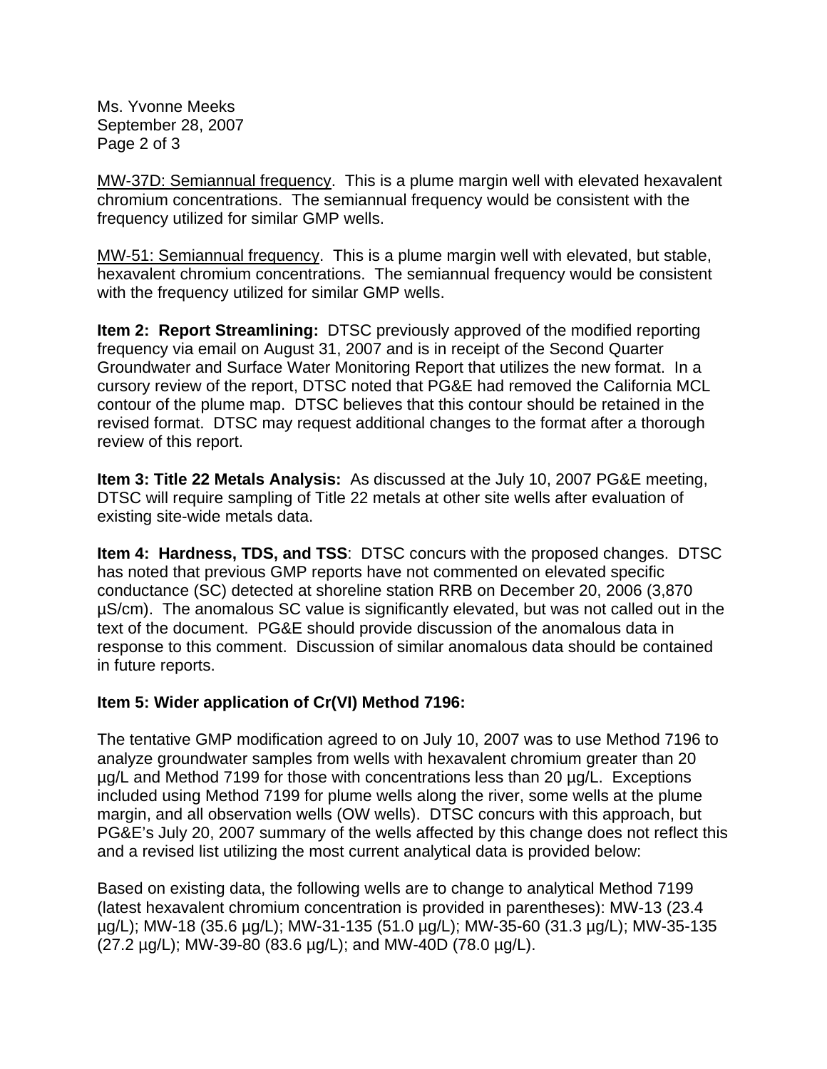Ms. Yvonne Meeks
September 28, 2007

MW-37D: Semiannual frequency. This is a plume margin well with elevated hexavalent chromium concentrations. The semiannual frequency would be consistent with the frequency utilized for similar GMP wells.

MW-51: Semiannual frequency. This is a plume margin well with elevated, but stable, hexavalent chromium concentrations. The semiannual frequency would be consistent with the frequency utilized for similar GMP wells.

**Item 2: Report Streamlining:** DTSC previously approved of the modified reporting frequency via email on August 31, 2007 and is in receipt of the Second Quarter Groundwater and Surface Water Monitoring Report that utilizes the new format. In a cursory review of the report, DTSC noted that PG&E had removed the California MCL contour of the plume map. DTSC believes that this contour should be retained in the revised format. DTSC may request additional changes to the format after a thorough review of this report.

**Item 3: Title 22 Metals Analysis:** As discussed at the July 10, 2007 PG&E meeting, DTSC will require sampling of Title 22 metals at other site wells after evaluation of existing site-wide metals data.

**Item 4: Hardness, TDS, and TSS**: DTSC concurs with the proposed changes. DTSC has noted that previous GMP reports have not commented on elevated specific conductance (SC) detected at shoreline station RRB on December 20, 2006 (3,870 µS/cm). The anomalous SC value is significantly elevated, but was not called out in the text of the document. PG&E should provide discussion of the anomalous data in response to this comment. Discussion of similar anomalous data should be contained in future reports.

**Item 5: Wider application of Cr(VI) Method 7196:**

The tentative GMP modification agreed to on July 10, 2007 was to use Method 7196 to analyze groundwater samples from wells with hexavalent chromium greater than 20 µg/L and Method 7199 for those with concentrations less than 20 µg/L. Exceptions included using Method 7199 for plume wells along the river, some wells at the plume margin, and all observation wells (OW wells). DTSC concurs with this approach, but PG&E's July 20, 2007 summary of the wells affected by this change does not reflect this and a revised list utilizing the most current analytical data is provided below:

Based on existing data, the following wells are to change to analytical Method 7199 (latest hexavalent chromium concentration is provided in parentheses): MW-13 (23.4 µg/L); MW-18 (35.6 µg/L); MW-31-135 (51.0 µg/L); MW-35-60 (31.3 µg/L); MW-35-135 (27.2 µg/L); MW-39-80 (83.6 µg/L); and MW-40D (78.0 µg/L).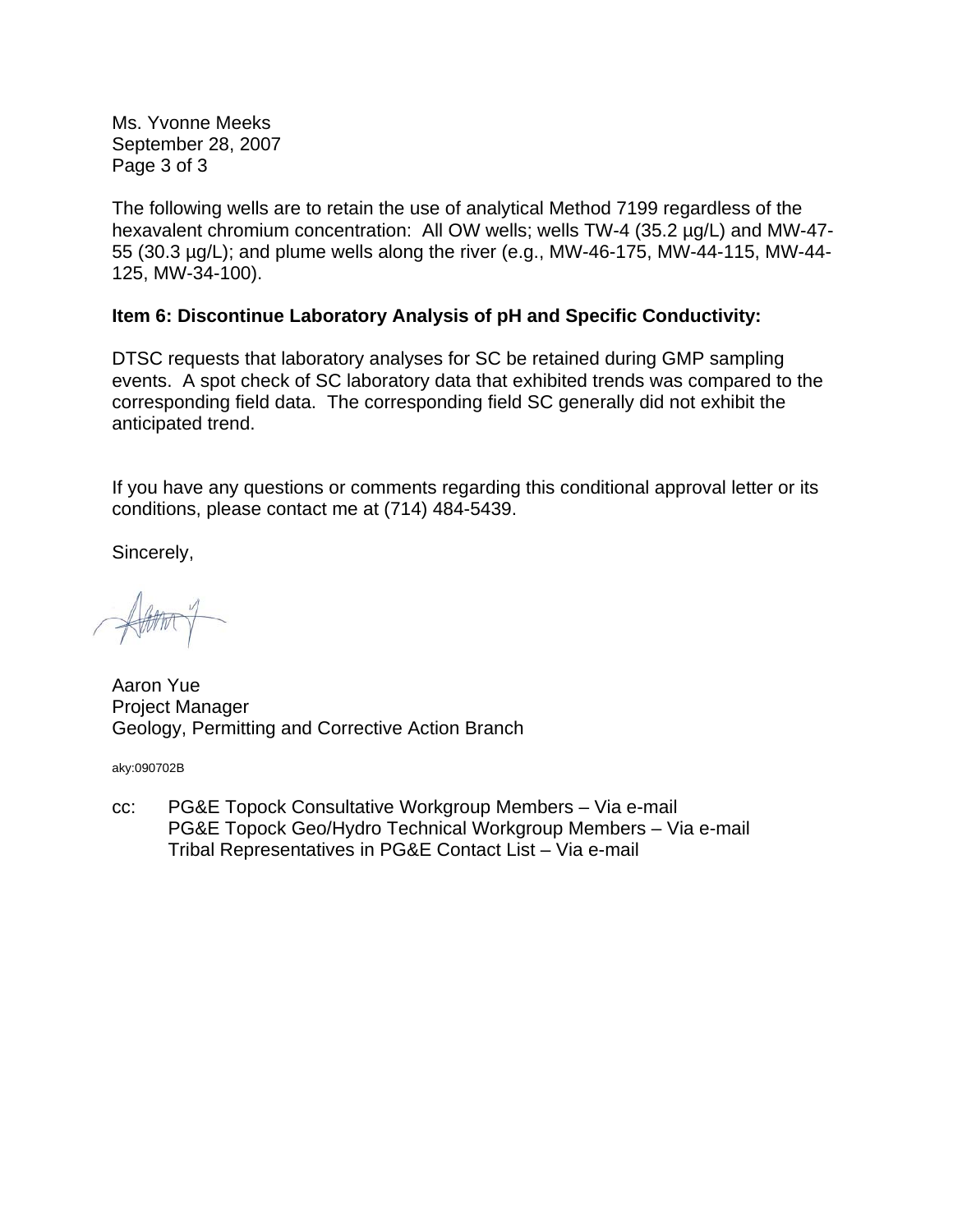Ms. Yvonne Meeks
September 28, 2007

The following wells are to retain the use of analytical Method 7199 regardless of the hexavalent chromium concentration: All OW wells; wells TW-4 (35.2 µg/L) and MW-47-55 (30.3 µg/L); and plume wells along the river (e.g., MW-46-175, MW-44-115, MW-44-125, MW-34-100).

**Item 6: Discontinue Laboratory Analysis of pH and Specific Conductivity:**

DTSC requests that laboratory analyses for SC be retained during GMP sampling events. A spot check of SC laboratory data that exhibited trends was compared to the corresponding field data. The corresponding field SC generally did not exhibit the anticipated trend.

If you have any questions or comments regarding this conditional approval letter or its conditions, please contact me at (714) 484-5439.

Sincerely,

Aaron Yue
Project Manager
Geology, Permitting and Corrective Action Branch

aky:090702B

cc: PG&E Topock Consultative Workgroup Members – Via e-mail
PG&E Topock Geo/Hydro Technical Workgroup Members – Via e-mail
Tribal Representatives in PG&E Contact List – Via e-mail